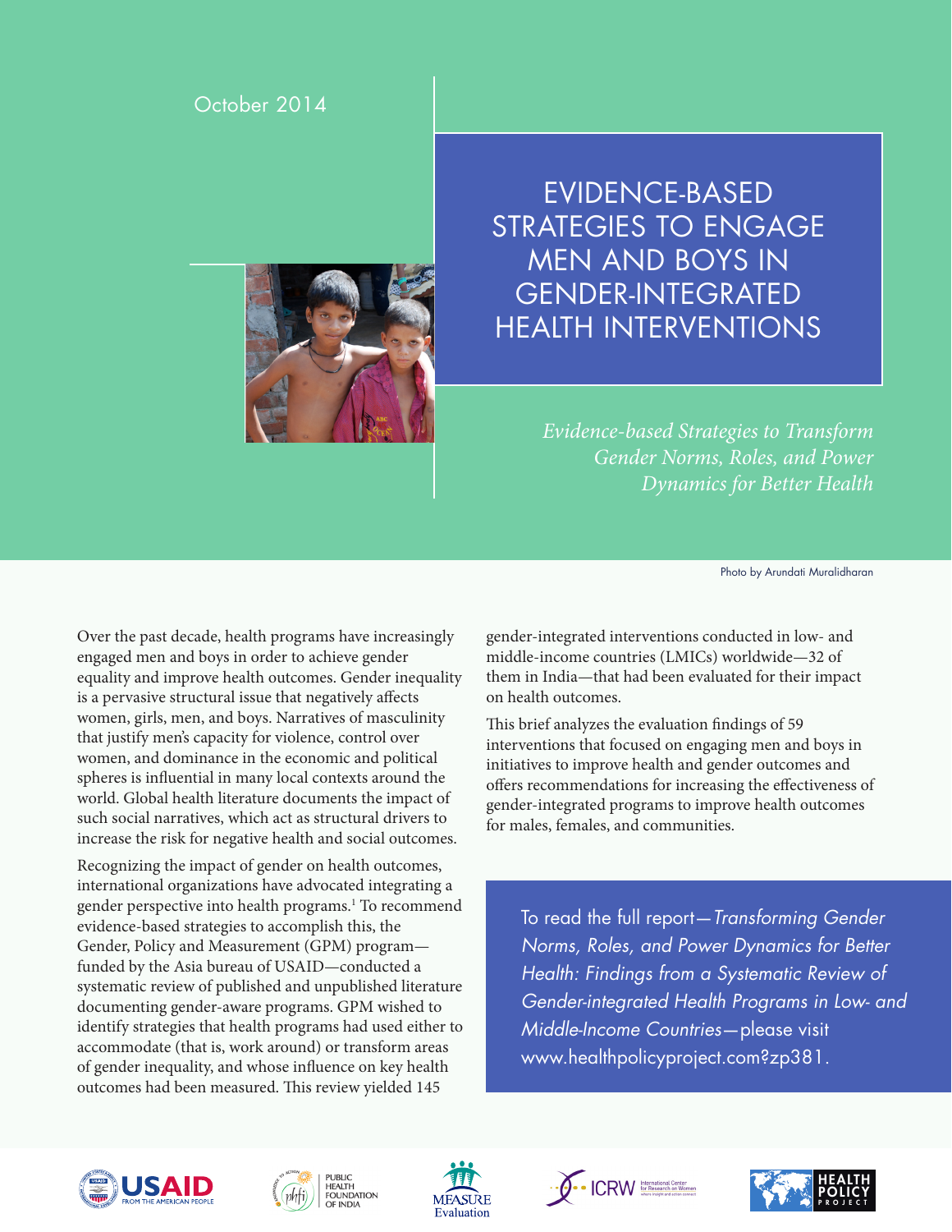October 2014

# EVIDENCE-BASED STRATEGIES TO ENGAGE MEN AND BOYS IN GENDER-INTEGRATED HEALTH INTERVENTIONS

*Evidence-based Strategies to Transform Gender Norms, Roles, and Power Dynamics for Better Health*

Photo by Arundati Muralidharan

Over the past decade, health programs have increasingly engaged men and boys in order to achieve gender equality and improve health outcomes. Gender inequality is a pervasive structural issue that negatively affects women, girls, men, and boys. Narratives of masculinity that justify men's capacity for violence, control over women, and dominance in the economic and political spheres is influential in many local contexts around the world. Global health literature documents the impact of such social narratives, which act as structural drivers to increase the risk for negative health and social outcomes.

Recognizing the impact of gender on health outcomes, international organizations have advocated integrating a gender perspective into health programs.[1] To recommend evidence-based strategies to accomplish this, the Gender, Policy and Measurement (GPM) program—funded by the Asia bureau of USAID—conducted a systematic review of published and unpublished literature documenting gender-aware programs. GPM wished to identify strategies that health programs had used either to accommodate (that is, work around) or transform areas of gender inequality, and whose influence on key health outcomes had been measured. This review yielded 145 gender-integrated interventions conducted in low- and middle-income countries (LMICs) worldwide—32 of them in India—that had been evaluated for their impact on health outcomes.

This brief analyzes the evaluation findings of 59 interventions that focused on engaging men and boys in initiatives to improve health and gender outcomes and offers recommendations for increasing the effectiveness of gender-integrated programs to improve health outcomes for males, females, and communities.

To read the full report—*Transforming Gender Norms, Roles, and Power Dynamics for Better Health: Findings from a Systematic Review of Gender-integrated Health Programs in Low- and Middle-Income Countries*—please visit www.healthpolicyproject.com?zp381.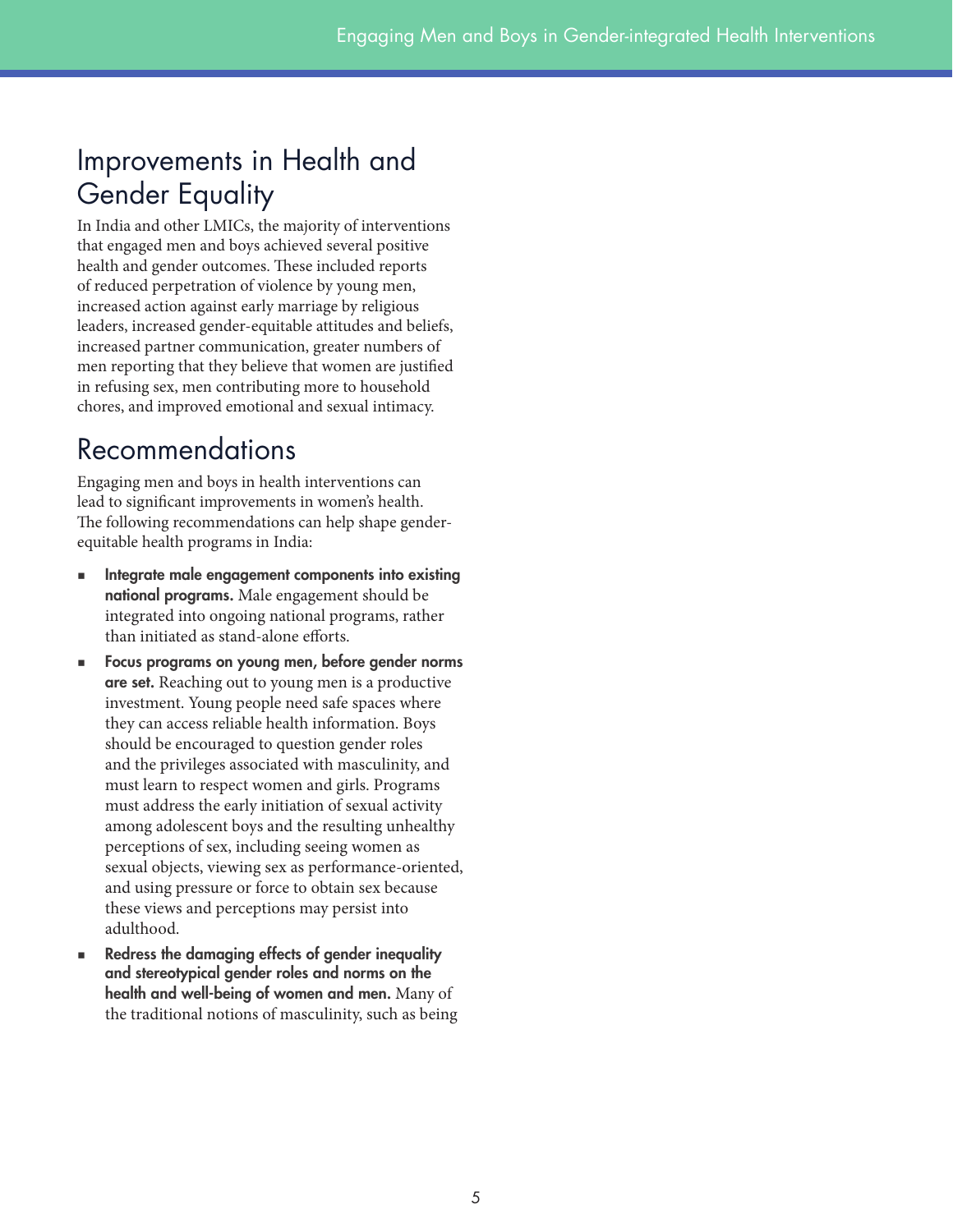## Improvements in Health and Gender Equality

In India and other LMICs, the majority of interventions that engaged men and boys achieved several positive health and gender outcomes. These included reports of reduced perpetration of violence by young men, increased action against early marriage by religious leaders, increased gender-equitable attitudes and beliefs, increased partner communication, greater numbers of men reporting that they believe that women are justified in refusing sex, men contributing more to household chores, and improved emotional and sexual intimacy.

## Recommendations

Engaging men and boys in health interventions can lead to significant improvements in women's health. The following recommendations can help shape gender-equitable health programs in India:

- **Integrate male engagement components into existing national programs.** Male engagement should be integrated into ongoing national programs, rather than initiated as stand-alone efforts.
- **Focus programs on young men, before gender norms are set.** Reaching out to young men is a productive investment. Young people need safe spaces where they can access reliable health information. Boys should be encouraged to question gender roles and the privileges associated with masculinity, and must learn to respect women and girls. Programs must address the early initiation of sexual activity among adolescent boys and the resulting unhealthy perceptions of sex, including seeing women as sexual objects, viewing sex as performance-oriented, and using pressure or force to obtain sex because these views and perceptions may persist into adulthood.
- **Redress the damaging effects of gender inequality and stereotypical gender roles and norms on the health and well-being of women and men.** Many of the traditional notions of masculinity, such as being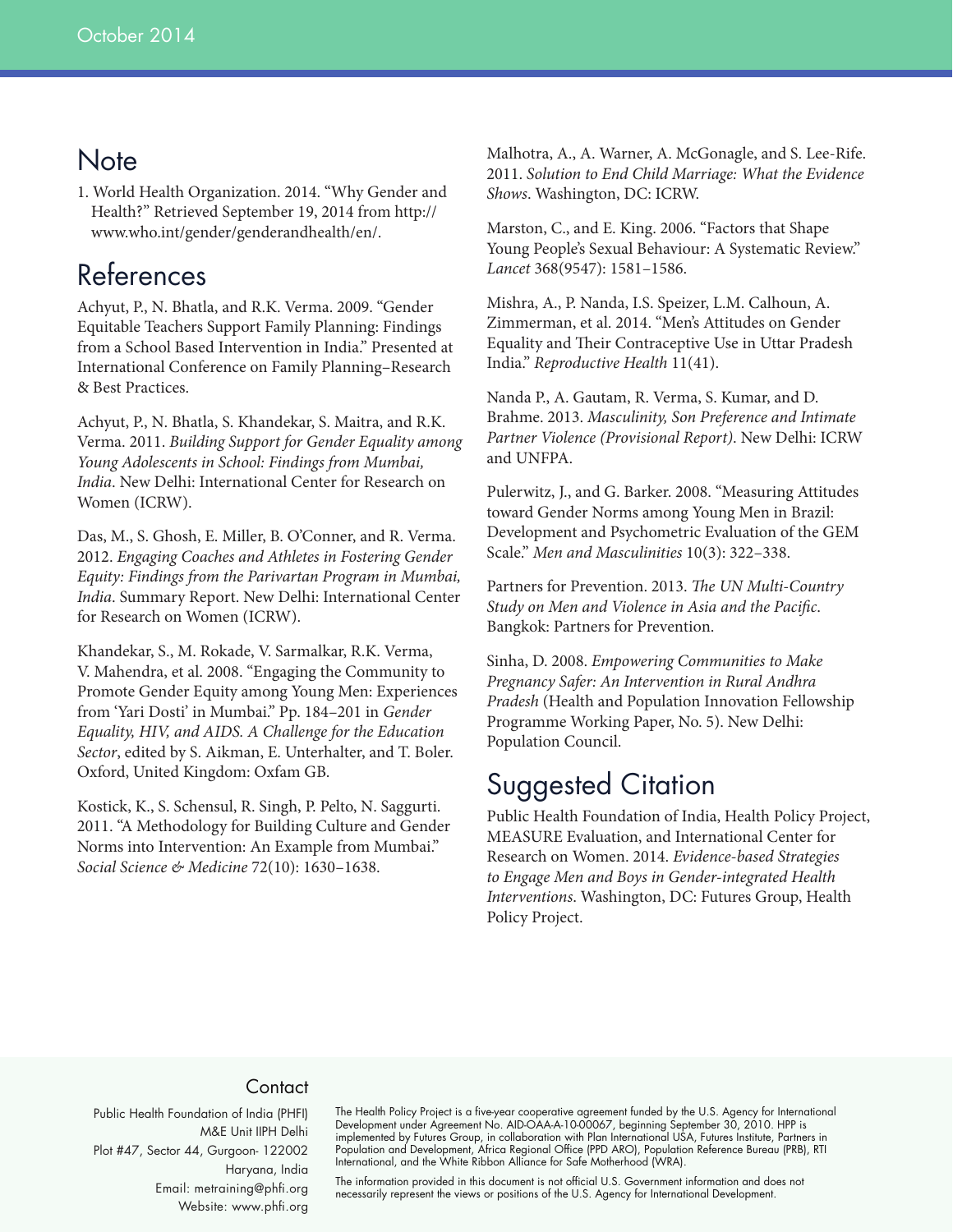## Note

1. World Health Organization. 2014. "Why Gender and Health?" Retrieved September 19, 2014 from http://www.who.int/gender/genderandhealth/en/.

## References

Achyut, P., N. Bhatla, and R.K. Verma. 2009. "Gender Equitable Teachers Support Family Planning: Findings from a School Based Intervention in India." Presented at International Conference on Family Planning–Research & Best Practices.

Achyut, P., N. Bhatla, S. Khandekar, S. Maitra, and R.K. Verma. 2011. *Building Support for Gender Equality among Young Adolescents in School: Findings from Mumbai, India*. New Delhi: International Center for Research on Women (ICRW).

Das, M., S. Ghosh, E. Miller, B. O'Conner, and R. Verma. 2012. *Engaging Coaches and Athletes in Fostering Gender Equity: Findings from the Parivartan Program in Mumbai, India*. Summary Report. New Delhi: International Center for Research on Women (ICRW).

Khandekar, S., M. Rokade, V. Sarmalkar, R.K. Verma, V. Mahendra, et al. 2008. "Engaging the Community to Promote Gender Equity among Young Men: Experiences from 'Yari Dosti' in Mumbai." Pp. 184–201 in *Gender Equality, HIV, and AIDS. A Challenge for the Education Sector*, edited by S. Aikman, E. Unterhalter, and T. Boler. Oxford, United Kingdom: Oxfam GB.

Kostick, K., S. Schensul, R. Singh, P. Pelto, N. Saggurti. 2011. "A Methodology for Building Culture and Gender Norms into Intervention: An Example from Mumbai." *Social Science & Medicine* 72(10): 1630–1638.

Malhotra, A., A. Warner, A. McGonagle, and S. Lee-Rife. 2011. *Solution to End Child Marriage: What the Evidence Shows*. Washington, DC: ICRW.

Marston, C., and E. King. 2006. "Factors that Shape Young People's Sexual Behaviour: A Systematic Review." *Lancet* 368(9547): 1581–1586.

Mishra, A., P. Nanda, I.S. Speizer, L.M. Calhoun, A. Zimmerman, et al. 2014. "Men's Attitudes on Gender Equality and Their Contraceptive Use in Uttar Pradesh India." *Reproductive Health* 11(41).

Nanda P., A. Gautam, R. Verma, S. Kumar, and D. Brahme. 2013. *Masculinity, Son Preference and Intimate Partner Violence (Provisional Report)*. New Delhi: ICRW and UNFPA.

Pulerwitz, J., and G. Barker. 2008. "Measuring Attitudes toward Gender Norms among Young Men in Brazil: Development and Psychometric Evaluation of the GEM Scale." *Men and Masculinities* 10(3): 322–338.

Partners for Prevention. 2013. *The UN Multi-Country Study on Men and Violence in Asia and the Pacific*. Bangkok: Partners for Prevention.

Sinha, D. 2008. *Empowering Communities to Make Pregnancy Safer: An Intervention in Rural Andhra Pradesh* (Health and Population Innovation Fellowship Programme Working Paper, No. 5). New Delhi: Population Council.

## Suggested Citation

Public Health Foundation of India, Health Policy Project, MEASURE Evaluation, and International Center for Research on Women. 2014. *Evidence-based Strategies to Engage Men and Boys in Gender-integrated Health Interventions*. Washington, DC: Futures Group, Health Policy Project.

### Contact

Public Health Foundation of India (PHFI)
M&E Unit IIPH Delhi
Plot #47, Sector 44, Gurgoon- 122002
Haryana, India
Email: metraining@phfi.org
Website: www.phfi.org

The Health Policy Project is a five-year cooperative agreement funded by the U.S. Agency for International Development under Agreement No. AID-OAA-A-10-00067, beginning September 30, 2010. HPP is implemented by Futures Group, in collaboration with Plan International USA, Futures Institute, Partners in Population and Development, Africa Regional Office (PPD ARO), Population Reference Bureau (PRB), RTI International, and the White Ribbon Alliance for Safe Motherhood (WRA).

The information provided in this document is not official U.S. Government information and does not necessarily represent the views or positions of the U.S. Agency for International Development.